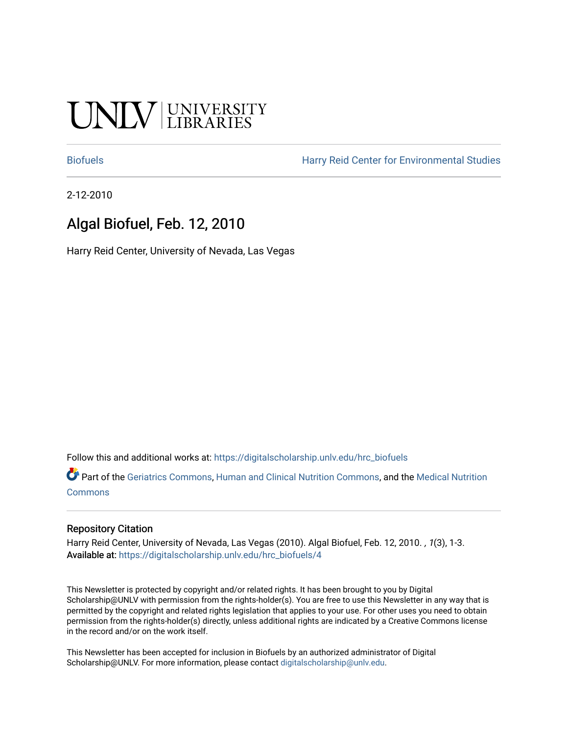UNLV | UNIVERSITY LIBRARIES

Biofuels | Harry Reid Center for Environmental Studies

2-12-2010

# Algal Biofuel, Feb. 12, 2010

Harry Reid Center, University of Nevada, Las Vegas

Follow this and additional works at: https://digitalscholarship.unlv.edu/hrc_biofuels

Part of the Geriatrics Commons, Human and Clinical Nutrition Commons, and the Medical Nutrition Commons

### Repository Citation

Harry Reid Center, University of Nevada, Las Vegas (2010). Algal Biofuel, Feb. 12, 2010. , *1*(3), 1-3.
**Available at:** https://digitalscholarship.unlv.edu/hrc_biofuels/4

This Newsletter is protected by copyright and/or related rights. It has been brought to you by Digital Scholarship@UNLV with permission from the rights-holder(s). You are free to use this Newsletter in any way that is permitted by the copyright and related rights legislation that applies to your use. For other uses you need to obtain permission from the rights-holder(s) directly, unless additional rights are indicated by a Creative Commons license in the record and/or on the work itself.

This Newsletter has been accepted for inclusion in Biofuels by an authorized administrator of Digital Scholarship@UNLV. For more information, please contact digitalscholarship@unlv.edu.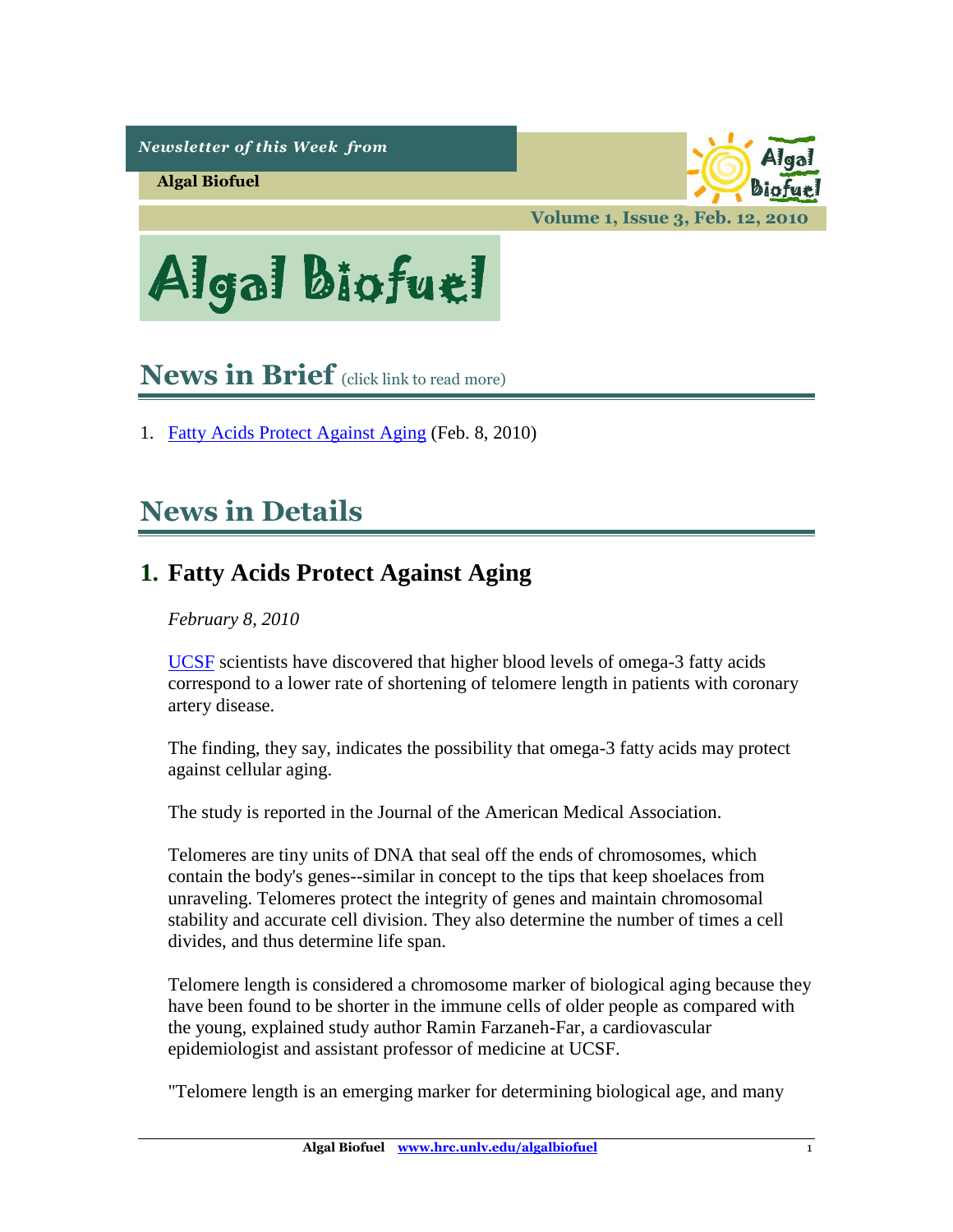*Newsletter of this Week from*

**Algal Biofuel**

**Volume 1, Issue 3, Feb. 12, 2010**

# Algal Biofuel

## News in Brief (click link to read more)

1. [Fatty Acids Protect Against Aging](#) (Feb. 8, 2010)

## News in Details

### 1. Fatty Acids Protect Against Aging

*February 8, 2010*

[UCSF](#) scientists have discovered that higher blood levels of omega-3 fatty acids correspond to a lower rate of shortening of telomere length in patients with coronary artery disease.

The finding, they say, indicates the possibility that omega-3 fatty acids may protect against cellular aging.

The study is reported in the Journal of the American Medical Association.

Telomeres are tiny units of DNA that seal off the ends of chromosomes, which contain the body's genes--similar in concept to the tips that keep shoelaces from unraveling. Telomeres protect the integrity of genes and maintain chromosomal stability and accurate cell division. They also determine the number of times a cell divides, and thus determine life span.

Telomere length is considered a chromosome marker of biological aging because they have been found to be shorter in the immune cells of older people as compared with the young, explained study author Ramin Farzaneh-Far, a cardiovascular epidemiologist and assistant professor of medicine at UCSF.

"Telomere length is an emerging marker for determining biological age, and many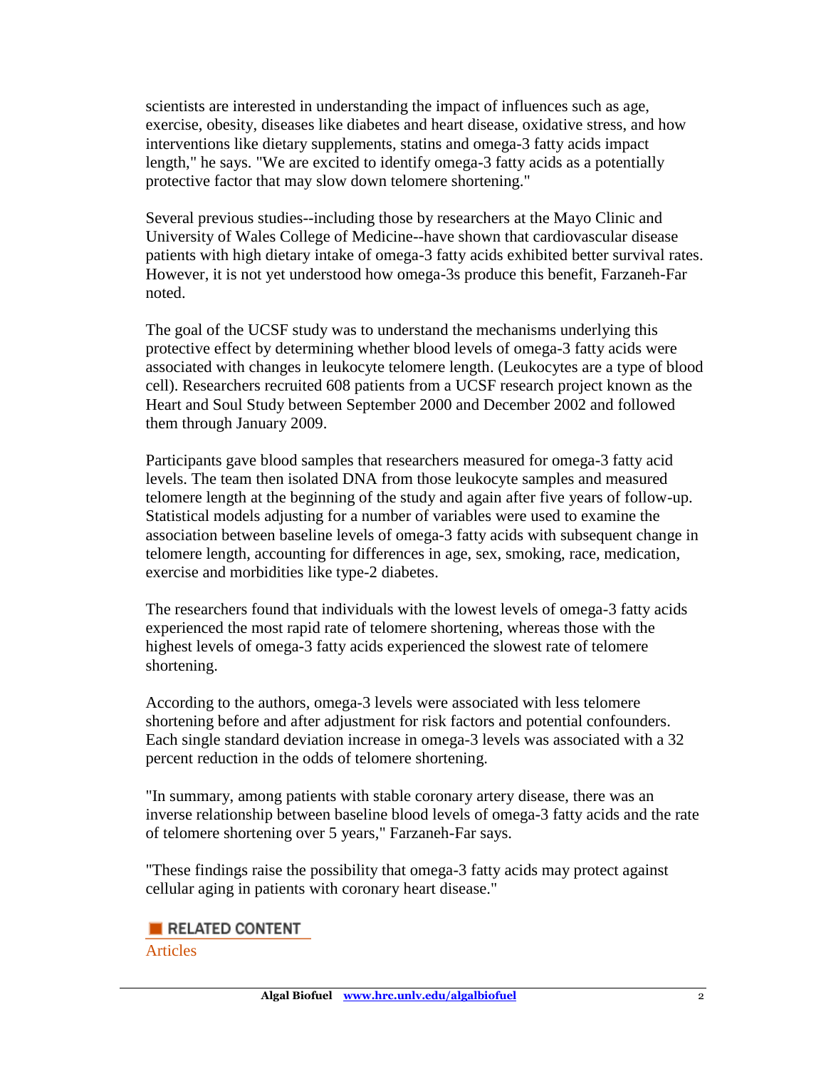scientists are interested in understanding the impact of influences such as age, exercise, obesity, diseases like diabetes and heart disease, oxidative stress, and how interventions like dietary supplements, statins and omega-3 fatty acids impact length," he says. "We are excited to identify omega-3 fatty acids as a potentially protective factor that may slow down telomere shortening."

Several previous studies--including those by researchers at the Mayo Clinic and University of Wales College of Medicine--have shown that cardiovascular disease patients with high dietary intake of omega-3 fatty acids exhibited better survival rates. However, it is not yet understood how omega-3s produce this benefit, Farzaneh-Far noted.

The goal of the UCSF study was to understand the mechanisms underlying this protective effect by determining whether blood levels of omega-3 fatty acids were associated with changes in leukocyte telomere length. (Leukocytes are a type of blood cell). Researchers recruited 608 patients from a UCSF research project known as the Heart and Soul Study between September 2000 and December 2002 and followed them through January 2009.

Participants gave blood samples that researchers measured for omega-3 fatty acid levels. The team then isolated DNA from those leukocyte samples and measured telomere length at the beginning of the study and again after five years of follow-up. Statistical models adjusting for a number of variables were used to examine the association between baseline levels of omega-3 fatty acids with subsequent change in telomere length, accounting for differences in age, sex, smoking, race, medication, exercise and morbidities like type-2 diabetes.

The researchers found that individuals with the lowest levels of omega-3 fatty acids experienced the most rapid rate of telomere shortening, whereas those with the highest levels of omega-3 fatty acids experienced the slowest rate of telomere shortening.

According to the authors, omega-3 levels were associated with less telomere shortening before and after adjustment for risk factors and potential confounders. Each single standard deviation increase in omega-3 levels was associated with a 32 percent reduction in the odds of telomere shortening.

"In summary, among patients with stable coronary artery disease, there was an inverse relationship between baseline blood levels of omega-3 fatty acids and the rate of telomere shortening over 5 years," Farzaneh-Far says.

"These findings raise the possibility that omega-3 fatty acids may protect against cellular aging in patients with coronary heart disease."

**RELATED CONTENT**

Articles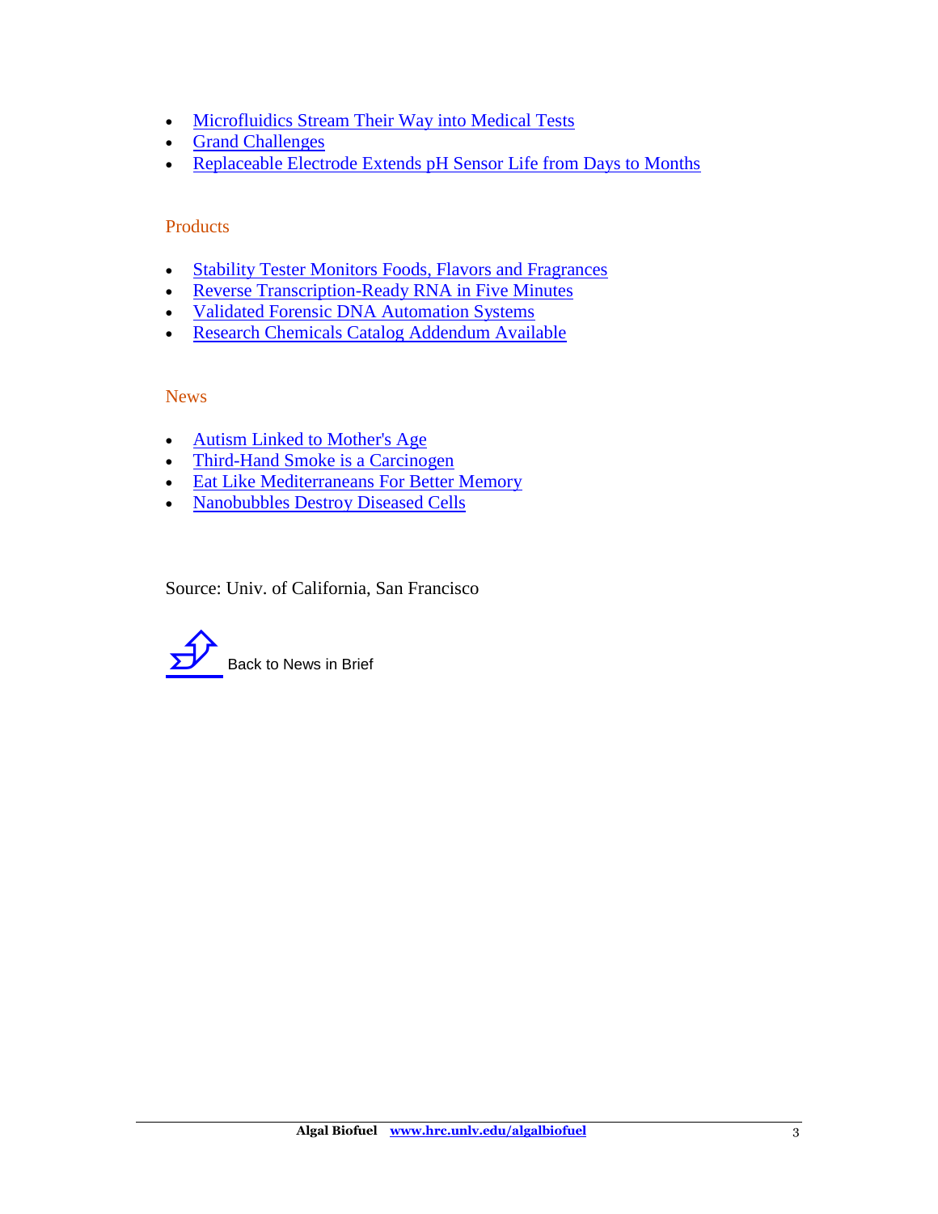- Microfluidics Stream Their Way into Medical Tests
- Grand Challenges
- Replaceable Electrode Extends pH Sensor Life from Days to Months

## Products

- Stability Tester Monitors Foods, Flavors and Fragrances
- Reverse Transcription-Ready RNA in Five Minutes
- Validated Forensic DNA Automation Systems
- Research Chemicals Catalog Addendum Available

## News

- Autism Linked to Mother's Age
- Third-Hand Smoke is a Carcinogen
- Eat Like Mediterraneans For Better Memory
- Nanobubbles Destroy Diseased Cells

Source: Univ. of California, San Francisco

Back to News in Brief